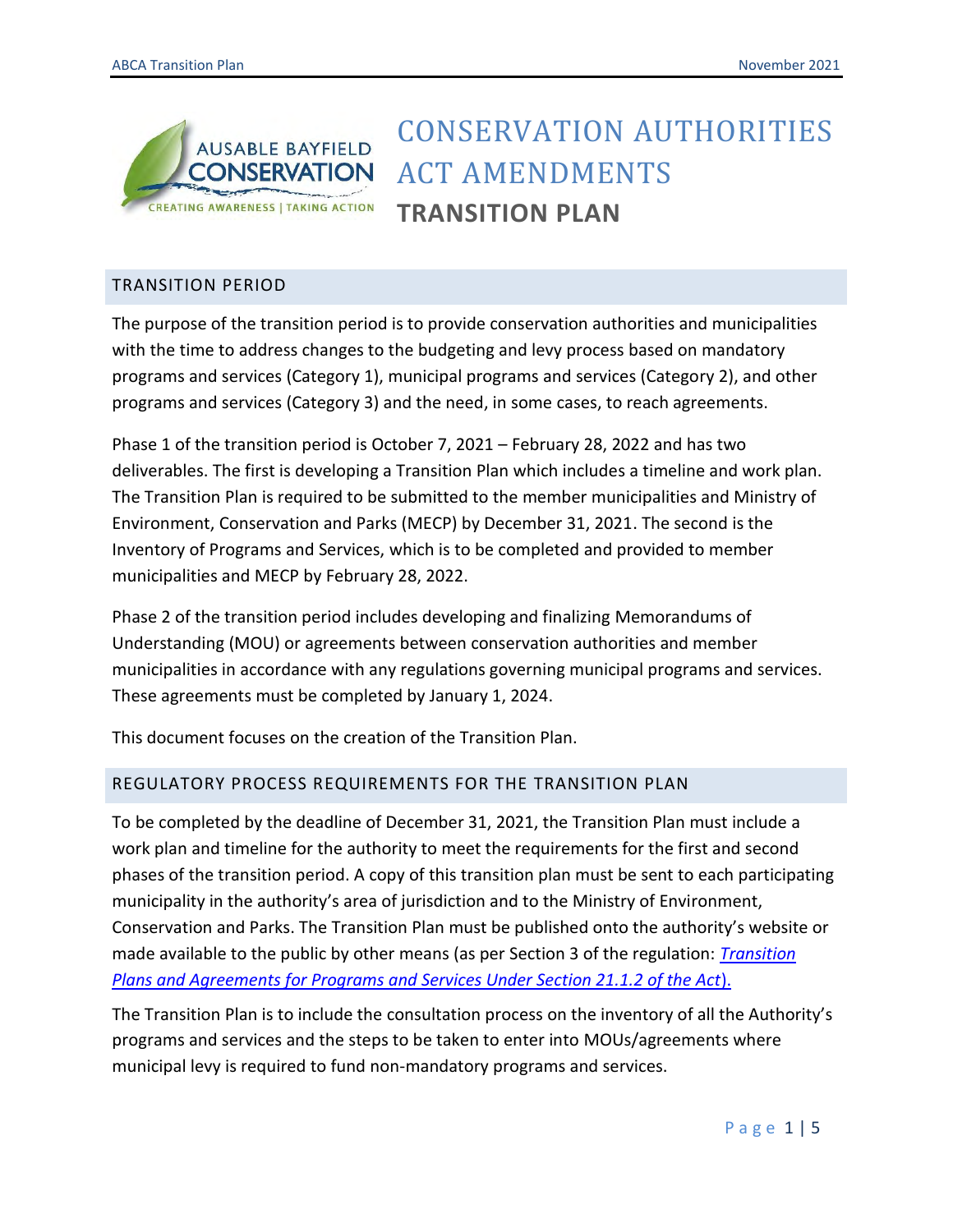# CONSERVATION AUTHORITIES ACT AMENDMENTS

## TRANSITION PLAN

### TRANSITION PERIOD

The purpose of the transition period is to provide conservation authorities and municipalities with the time to address changes to the budgeting and levy process based on mandatory programs and services (Category 1), municipal programs and services (Category 2), and other programs and services (Category 3) and the need, in some cases, to reach agreements.

Phase 1 of the transition period is October 7, 2021 – February 28, 2022 and has two deliverables. The first is developing a Transition Plan which includes a timeline and work plan. The Transition Plan is required to be submitted to the member municipalities and Ministry of Environment, Conservation and Parks (MECP) by December 31, 2021. The second is the Inventory of Programs and Services, which is to be completed and provided to member municipalities and MECP by February 28, 2022.

Phase 2 of the transition period includes developing and finalizing Memorandums of Understanding (MOU) or agreements between conservation authorities and member municipalities in accordance with any regulations governing municipal programs and services. These agreements must be completed by January 1, 2024.

This document focuses on the creation of the Transition Plan.

### REGULATORY PROCESS REQUIREMENTS FOR THE TRANSITION PLAN

To be completed by the deadline of December 31, 2021, the Transition Plan must include a work plan and timeline for the authority to meet the requirements for the first and second phases of the transition period. A copy of this transition plan must be sent to each participating municipality in the authority's area of jurisdiction and to the Ministry of Environment, Conservation and Parks. The Transition Plan must be published onto the authority's website or made available to the public by other means (as per Section 3 of the regulation: *Transition Plans and Agreements for Programs and Services Under Section 21.1.2 of the Act*).

The Transition Plan is to include the consultation process on the inventory of all the Authority's programs and services and the steps to be taken to enter into MOUs/agreements where municipal levy is required to fund non-mandatory programs and services.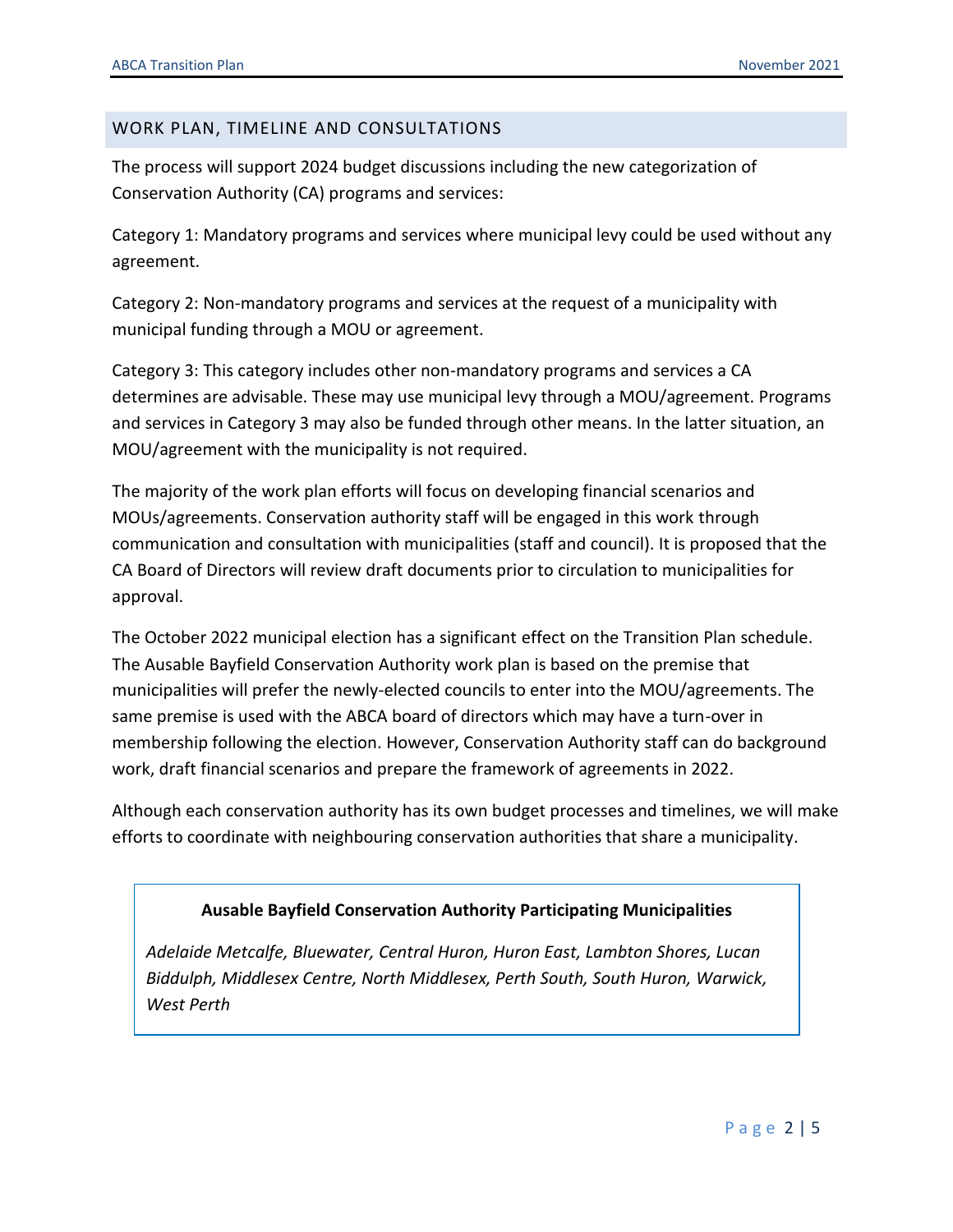## WORK PLAN, TIMELINE AND CONSULTATIONS

The process will support 2024 budget discussions including the new categorization of Conservation Authority (CA) programs and services:

Category 1: Mandatory programs and services where municipal levy could be used without any agreement.

Category 2: Non-mandatory programs and services at the request of a municipality with municipal funding through a MOU or agreement.

Category 3: This category includes other non-mandatory programs and services a CA determines are advisable. These may use municipal levy through a MOU/agreement. Programs and services in Category 3 may also be funded through other means. In the latter situation, an MOU/agreement with the municipality is not required.

The majority of the work plan efforts will focus on developing financial scenarios and MOUs/agreements. Conservation authority staff will be engaged in this work through communication and consultation with municipalities (staff and council). It is proposed that the CA Board of Directors will review draft documents prior to circulation to municipalities for approval.

The October 2022 municipal election has a significant effect on the Transition Plan schedule. The Ausable Bayfield Conservation Authority work plan is based on the premise that municipalities will prefer the newly-elected councils to enter into the MOU/agreements. The same premise is used with the ABCA board of directors which may have a turn-over in membership following the election. However, Conservation Authority staff can do background work, draft financial scenarios and prepare the framework of agreements in 2022.

Although each conservation authority has its own budget processes and timelines, we will make efforts to coordinate with neighbouring conservation authorities that share a municipality.

**Ausable Bayfield Conservation Authority Participating Municipalities**

*Adelaide Metcalfe, Bluewater, Central Huron, Huron East, Lambton Shores, Lucan Biddulph, Middlesex Centre, North Middlesex, Perth South, South Huron, Warwick, West Perth*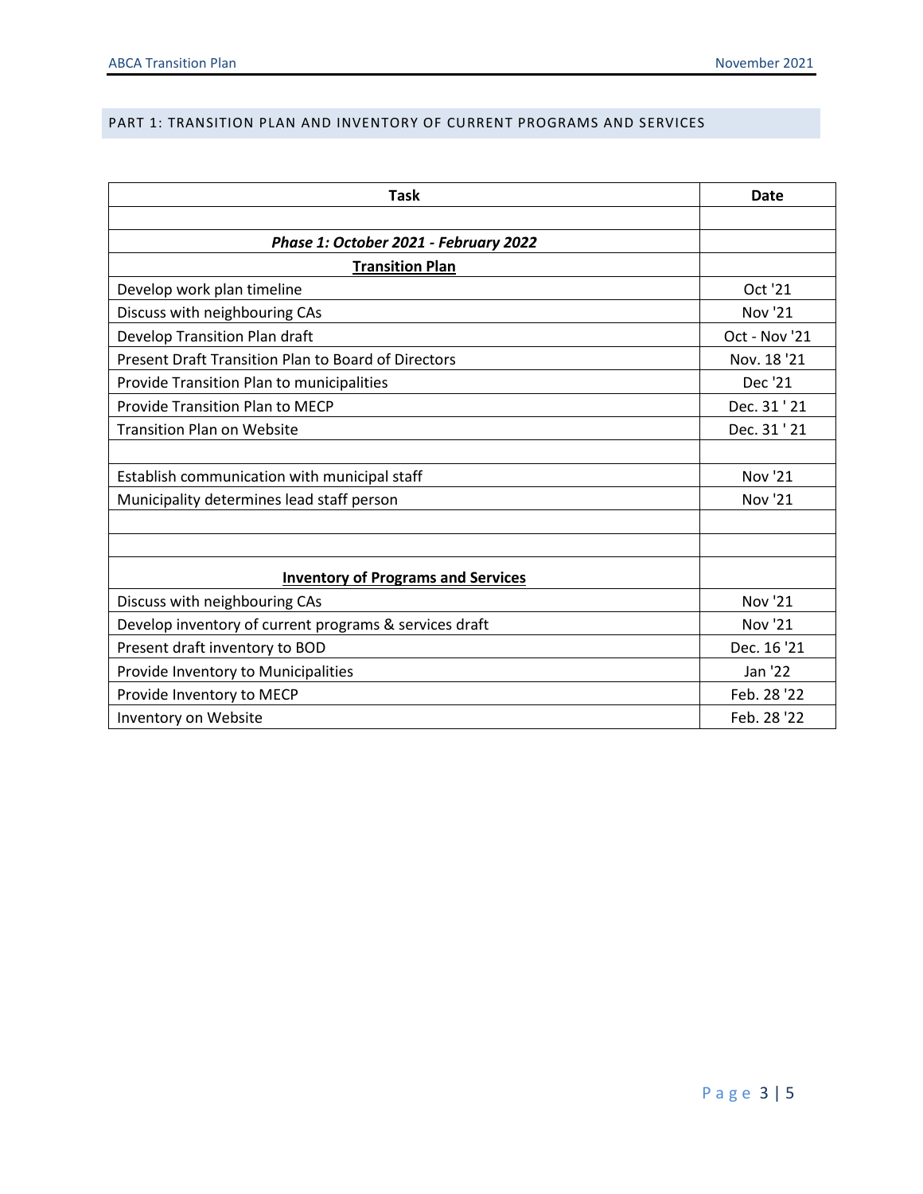## PART 1: TRANSITION PLAN AND INVENTORY OF CURRENT PROGRAMS AND SERVICES

| Task | Date |
|---|---|
| | |
| ***Phase 1: October 2021 - February 2022*** | |
| **Transition Plan** | |
| Develop work plan timeline | Oct '21 |
| Discuss with neighbouring CAs | Nov '21 |
| Develop Transition Plan draft | Oct - Nov '21 |
| Present Draft Transition Plan to Board of Directors | Nov. 18 '21 |
| Provide Transition Plan to municipalities | Dec '21 |
| Provide Transition Plan to MECP | Dec. 31 ' 21 |
| Transition Plan on Website | Dec. 31 ' 21 |
| | |
| Establish communication with municipal staff | Nov '21 |
| Municipality determines lead staff person | Nov '21 |
| | |
| | |
| **Inventory of Programs and Services** | |
| Discuss with neighbouring CAs | Nov '21 |
| Develop inventory of current programs & services draft | Nov '21 |
| Present draft inventory to BOD | Dec. 16 '21 |
| Provide Inventory to Municipalities | Jan '22 |
| Provide Inventory to MECP | Feb. 28 '22 |
| Inventory on Website | Feb. 28 '22 |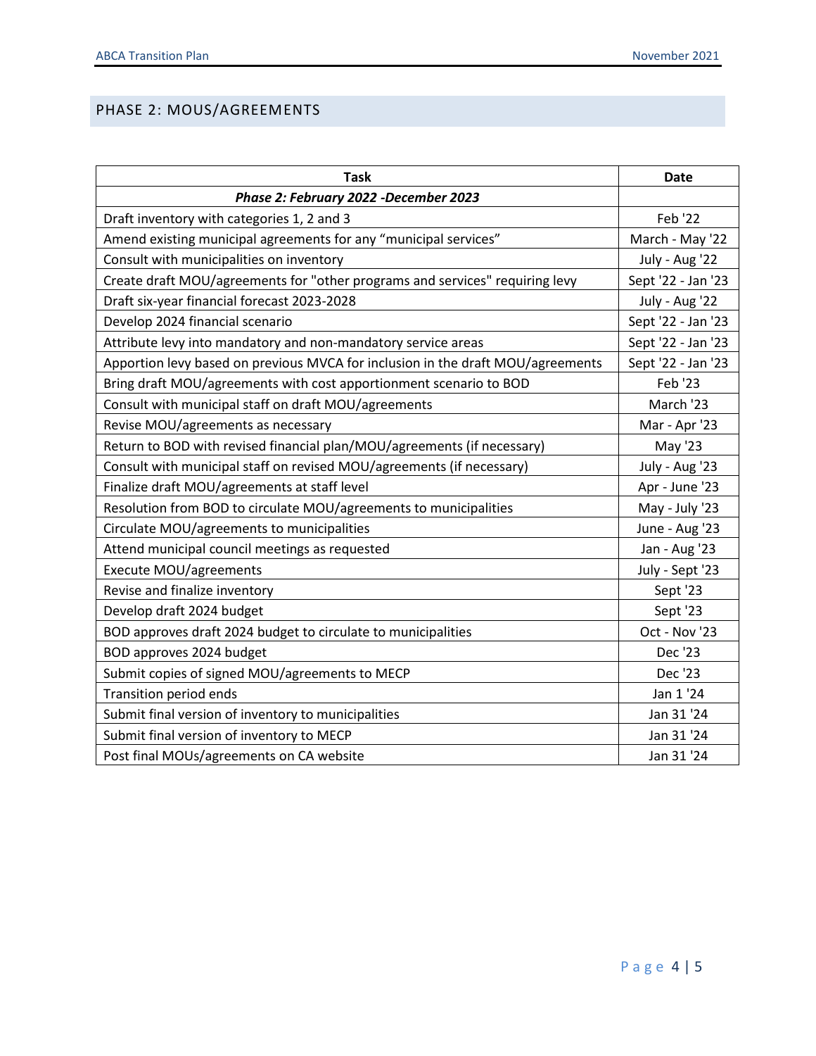## PHASE 2: MOUS/AGREEMENTS

| Task | Date |
|---|---|
| ***Phase 2: February 2022 -December 2023*** | |
| Draft inventory with categories 1, 2 and 3 | Feb '22 |
| Amend existing municipal agreements for any "municipal services" | March - May '22 |
| Consult with municipalities on inventory | July - Aug '22 |
| Create draft MOU/agreements for "other programs and services" requiring levy | Sept '22 - Jan '23 |
| Draft six-year financial forecast 2023-2028 | July - Aug '22 |
| Develop 2024 financial scenario | Sept '22 - Jan '23 |
| Attribute levy into mandatory and non-mandatory service areas | Sept '22 - Jan '23 |
| Apportion levy based on previous MVCA for inclusion in the draft MOU/agreements | Sept '22 - Jan '23 |
| Bring draft MOU/agreements with cost apportionment scenario to BOD | Feb '23 |
| Consult with municipal staff on draft MOU/agreements | March '23 |
| Revise MOU/agreements as necessary | Mar - Apr '23 |
| Return to BOD with revised financial plan/MOU/agreements (if necessary) | May '23 |
| Consult with municipal staff on revised MOU/agreements (if necessary) | July - Aug '23 |
| Finalize draft MOU/agreements at staff level | Apr - June '23 |
| Resolution from BOD to circulate MOU/agreements to municipalities | May - July '23 |
| Circulate MOU/agreements to municipalities | June - Aug '23 |
| Attend municipal council meetings as requested | Jan - Aug '23 |
| Execute MOU/agreements | July - Sept '23 |
| Revise and finalize inventory | Sept '23 |
| Develop draft 2024 budget | Sept '23 |
| BOD approves draft 2024 budget to circulate to municipalities | Oct - Nov '23 |
| BOD approves 2024 budget | Dec '23 |
| Submit copies of signed MOU/agreements to MECP | Dec '23 |
| Transition period ends | Jan 1 '24 |
| Submit final version of inventory to municipalities | Jan 31 '24 |
| Submit final version of inventory to MECP | Jan 31 '24 |
| Post final MOUs/agreements on CA website | Jan 31 '24 |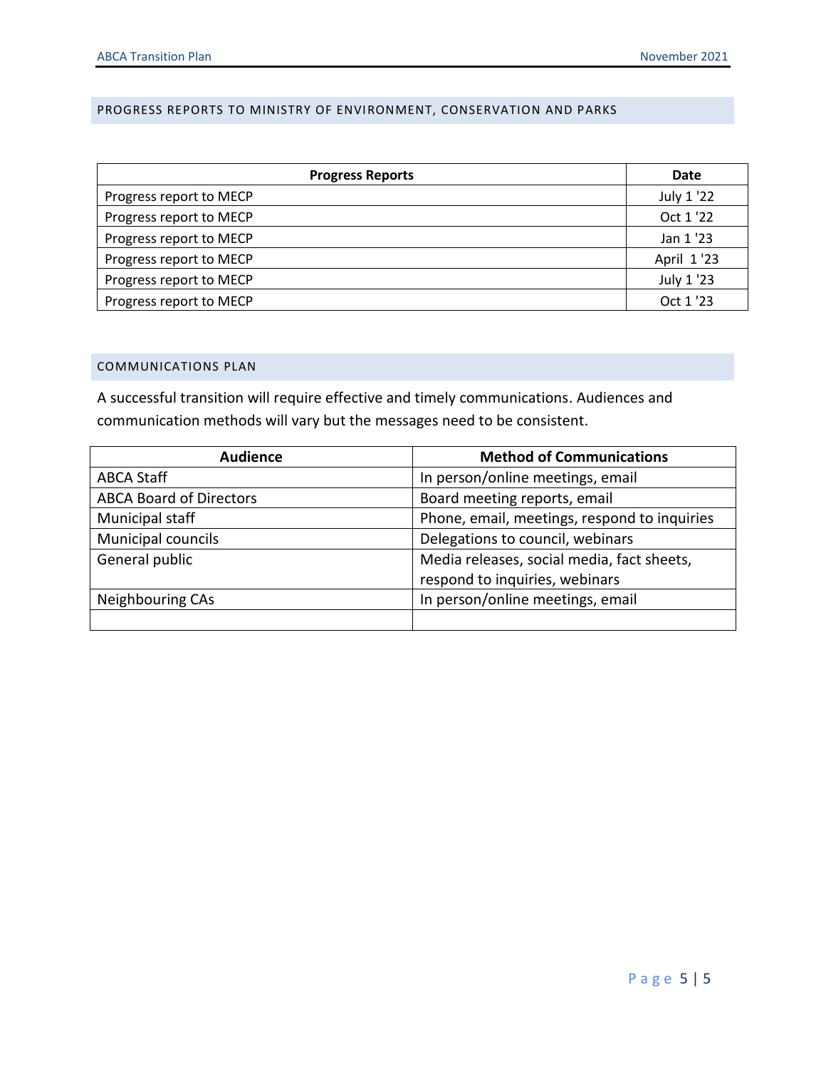## PROGRESS REPORTS TO MINISTRY OF ENVIRONMENT, CONSERVATION AND PARKS

| Progress Reports | Date |
|---|---|
| Progress report to MECP | July 1 '22 |
| Progress report to MECP | Oct 1 '22 |
| Progress report to MECP | Jan 1 '23 |
| Progress report to MECP | April 1 '23 |
| Progress report to MECP | July 1 '23 |
| Progress report to MECP | Oct 1 '23 |

## COMMUNICATIONS PLAN

A successful transition will require effective and timely communications. Audiences and communication methods will vary but the messages need to be consistent.

| Audience | Method of Communications |
|---|---|
| ABCA Staff | In person/online meetings, email |
| ABCA Board of Directors | Board meeting reports, email |
| Municipal staff | Phone, email, meetings, respond to inquiries |
| Municipal councils | Delegations to council, webinars |
| General public | Media releases, social media, fact sheets, respond to inquiries, webinars |
| Neighbouring CAs | In person/online meetings, email |
| | |